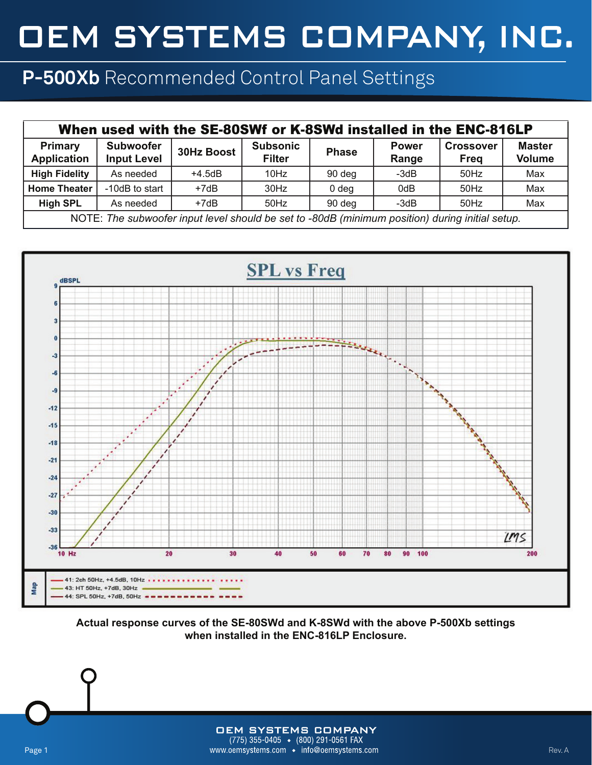# OEM SYSTEMS COMPANY, INC.

## **P-500Xb** Recommended Control Panel Settings

| When used with the SE-80SWf or K-8SWd installed in the ENC-816LP | | | | | | | |
|---|---|---|---|---|---|---|---|
| **Primary Application** | **Subwoofer Input Level** | **30Hz Boost** | **Subsonic Filter** | **Phase** | **Power Range** | **Crossover Freq** | **Master Volume** |
| **High Fidelity** | As needed | +4.5dB | 10Hz | 90 deg | -3dB | 50Hz | Max |
| **Home Theater** | -10dB to start | +7dB | 30Hz | 0 deg | 0dB | 50Hz | Max |
| **High SPL** | As needed | +7dB | 50Hz | 90 deg | -3dB | 50Hz | Max |
| NOTE: *The subwoofer input level should be set to -80dB (minimum position) during initial setup.* | | | | | | | |

**Actual response curves of the SE-80SWd and K-8SWd with the above P-500Xb settings when installed in the ENC-816LP Enclosure.**

OEM SYSTEMS COMPANY
(775) 355-0405 • (800) 291-0561 FAX
www.oemsystems.com • info@oemsystems.com

Rev. A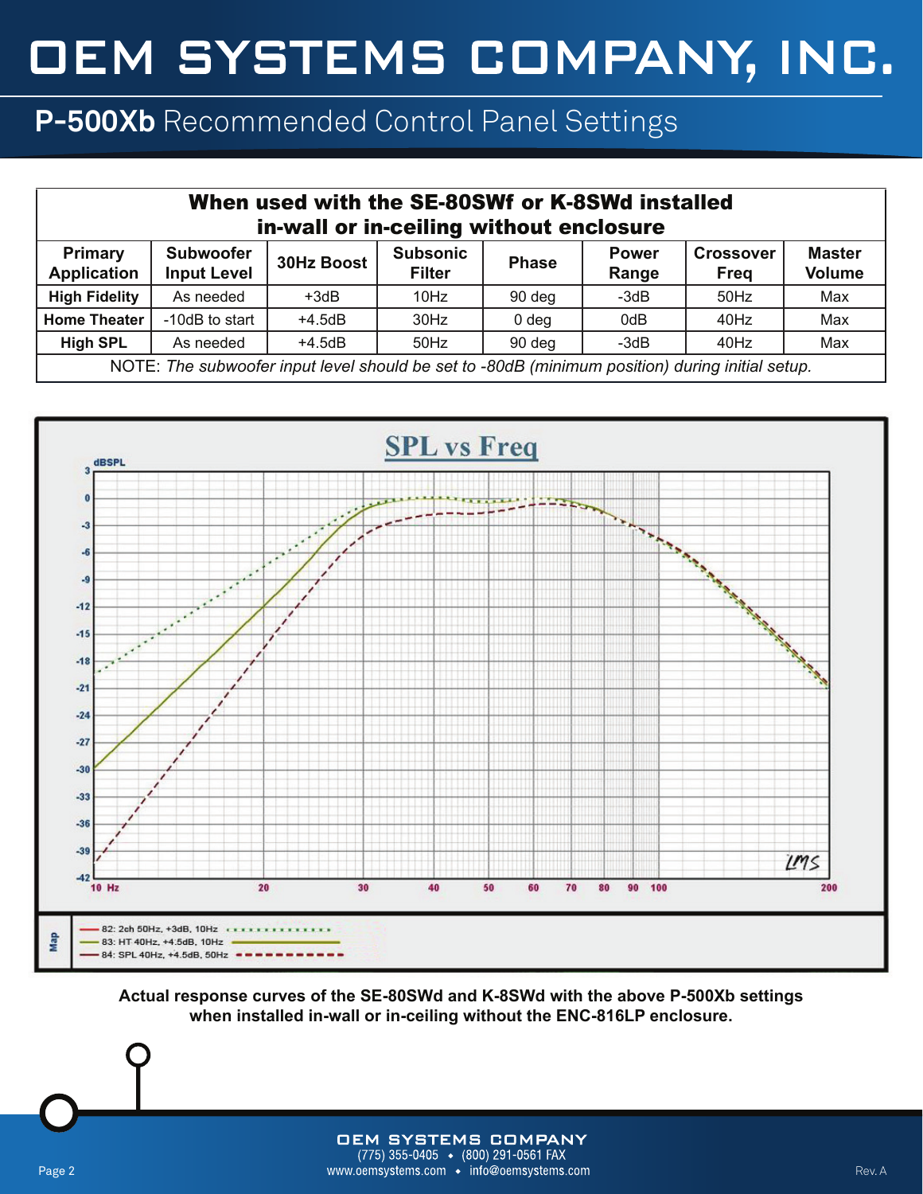# OEM SYSTEMS COMPANY, INC.

## P-500Xb Recommended Control Panel Settings

| When used with the SE-80SWf or K-8SWd installed in-wall or in-ceiling without enclosure | | | | | | | |
|---|---|---|---|---|---|---|---|
| **Primary Application** | **Subwoofer Input Level** | **30Hz Boost** | **Subsonic Filter** | **Phase** | **Power Range** | **Crossover Freq** | **Master Volume** |
| **High Fidelity** | As needed | +3dB | 10Hz | 90 deg | -3dB | 50Hz | Max |
| **Home Theater** | -10dB to start | +4.5dB | 30Hz | 0 deg | 0dB | 40Hz | Max |
| **High SPL** | As needed | +4.5dB | 50Hz | 90 deg | -3dB | 40Hz | Max |
| NOTE: *The subwoofer input level should be set to -80dB (minimum position) during initial setup.* | | | | | | | |

SPL vs Freq

dBSPL

3, 0, -3, -6, -9, -12, -15, -18, -21, -24, -27, -30, -33, -36, -39, -42

10 Hz, 20, 30, 40, 50, 60, 70, 80, 90, 100, 200

LMS

Map

82: 2ch 50Hz, +3dB, 10Hz

83: HT 40Hz, +4.5dB, 10Hz

84: SPL 40Hz, +4.5dB, 50Hz

**Actual response curves of the SE-80SWd and K-8SWd with the above P-500Xb settings when installed in-wall or in-ceiling without the ENC-816LP enclosure.**

OEM SYSTEMS COMPANY
(775) 355-0405 • (800) 291-0561 FAX
www.oemsystems.com • info@oemsystems.com

Rev. A